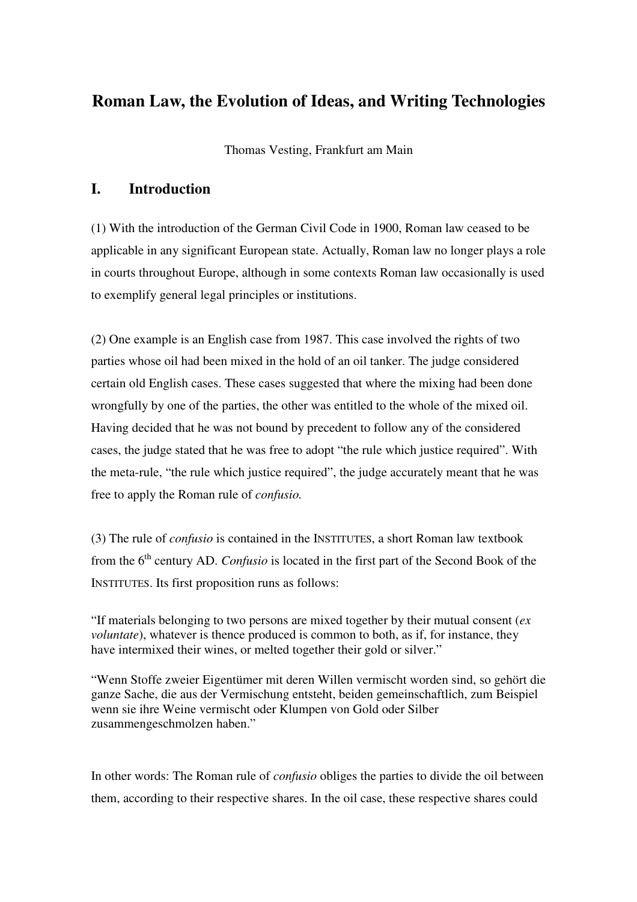# Roman Law, the Evolution of Ideas, and Writing Technologies

Thomas Vesting, Frankfurt am Main

## I. Introduction

(1) With the introduction of the German Civil Code in 1900, Roman law ceased to be applicable in any significant European state. Actually, Roman law no longer plays a role in courts throughout Europe, although in some contexts Roman law occasionally is used to exemplify general legal principles or institutions.

(2) One example is an English case from 1987. This case involved the rights of two parties whose oil had been mixed in the hold of an oil tanker. The judge considered certain old English cases. These cases suggested that where the mixing had been done wrongfully by one of the parties, the other was entitled to the whole of the mixed oil. Having decided that he was not bound by precedent to follow any of the considered cases, the judge stated that he was free to adopt "the rule which justice required". With the meta-rule, "the rule which justice required", the judge accurately meant that he was free to apply the Roman rule of *confusio.*

(3) The rule of *confusio* is contained in the INSTITUTES, a short Roman law textbook from the 6th century AD. *Confusio* is located in the first part of the Second Book of the INSTITUTES. Its first proposition runs as follows:

"If materials belonging to two persons are mixed together by their mutual consent (*ex voluntate*), whatever is thence produced is common to both, as if, for instance, they have intermixed their wines, or melted together their gold or silver."

"Wenn Stoffe zweier Eigentümer mit deren Willen vermischt worden sind, so gehört die ganze Sache, die aus der Vermischung entsteht, beiden gemeinschaftlich, zum Beispiel wenn sie ihre Weine vermischt oder Klumpen von Gold oder Silber zusammengeschmolzen haben."

In other words: The Roman rule of *confusio* obliges the parties to divide the oil between them, according to their respective shares. In the oil case, these respective shares could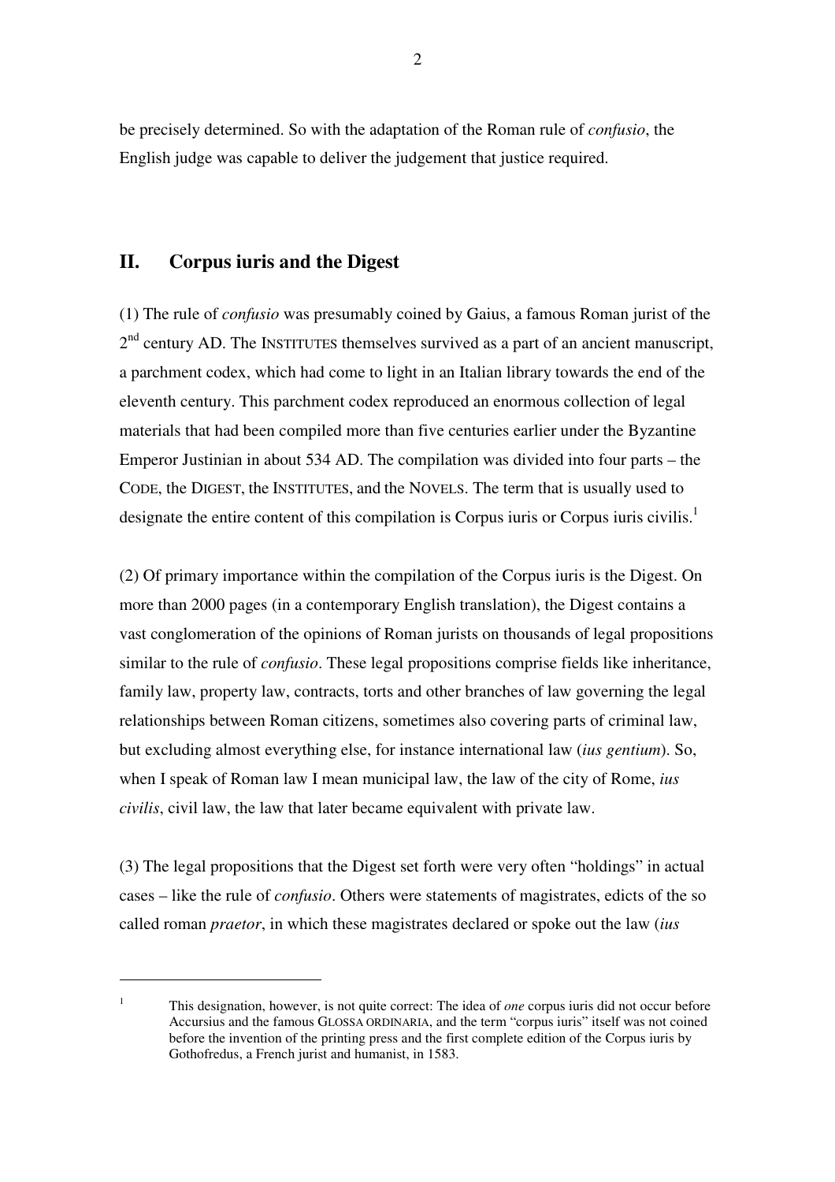be precisely determined. So with the adaptation of the Roman rule of *confusio*, the English judge was capable to deliver the judgement that justice required.

## II. Corpus iuris and the Digest

(1) The rule of *confusio* was presumably coined by Gaius, a famous Roman jurist of the 2nd century AD. The INSTITUTES themselves survived as a part of an ancient manuscript, a parchment codex, which had come to light in an Italian library towards the end of the eleventh century. This parchment codex reproduced an enormous collection of legal materials that had been compiled more than five centuries earlier under the Byzantine Emperor Justinian in about 534 AD. The compilation was divided into four parts – the CODE, the DIGEST, the INSTITUTES, and the NOVELS. The term that is usually used to designate the entire content of this compilation is Corpus iuris or Corpus iuris civilis.[1]

(2) Of primary importance within the compilation of the Corpus iuris is the Digest. On more than 2000 pages (in a contemporary English translation), the Digest contains a vast conglomeration of the opinions of Roman jurists on thousands of legal propositions similar to the rule of *confusio*. These legal propositions comprise fields like inheritance, family law, property law, contracts, torts and other branches of law governing the legal relationships between Roman citizens, sometimes also covering parts of criminal law, but excluding almost everything else, for instance international law (*ius gentium*). So, when I speak of Roman law I mean municipal law, the law of the city of Rome, *ius civilis*, civil law, the law that later became equivalent with private law.

(3) The legal propositions that the Digest set forth were very often "holdings" in actual cases – like the rule of *confusio*. Others were statements of magistrates, edicts of the so called roman *praetor*, in which these magistrates declared or spoke out the law (*ius*

---

[1] This designation, however, is not quite correct: The idea of *one* corpus iuris did not occur before Accursius and the famous GLOSSA ORDINARIA, and the term "corpus iuris" itself was not coined before the invention of the printing press and the first complete edition of the Corpus iuris by Gothofredus, a French jurist and humanist, in 1583.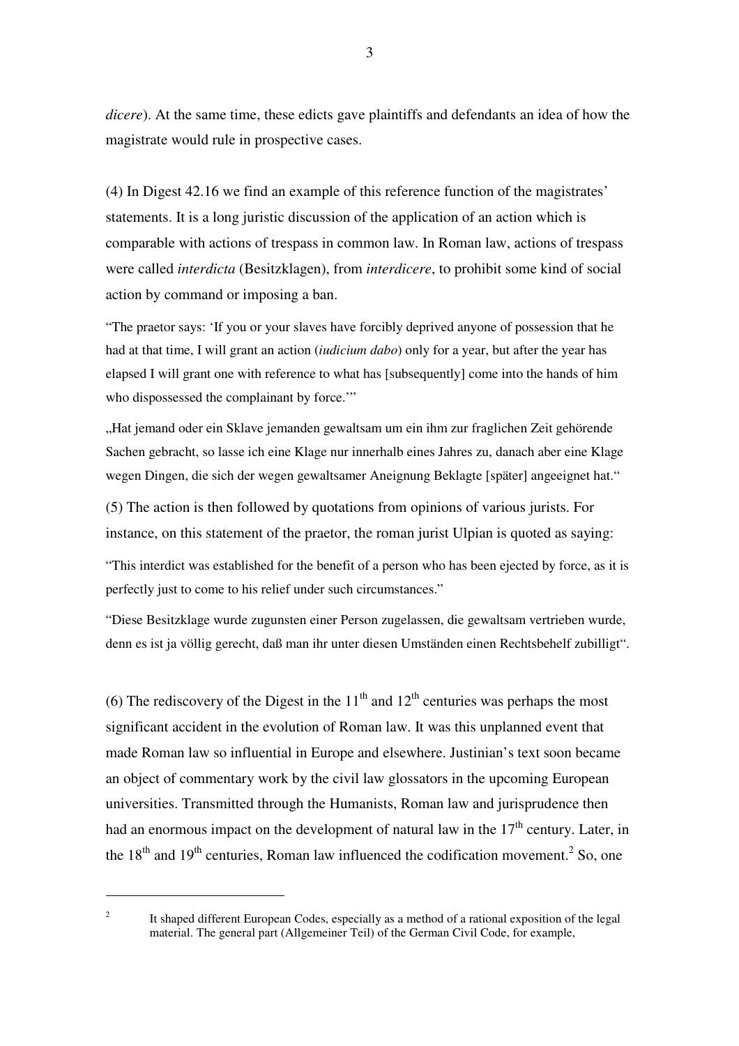*dicere*). At the same time, these edicts gave plaintiffs and defendants an idea of how the magistrate would rule in prospective cases.

(4) In Digest 42.16 we find an example of this reference function of the magistrates' statements. It is a long juristic discussion of the application of an action which is comparable with actions of trespass in common law. In Roman law, actions of trespass were called *interdicta* (Besitzklagen), from *interdicere*, to prohibit some kind of social action by command or imposing a ban.

"The praetor says: 'If you or your slaves have forcibly deprived anyone of possession that he had at that time, I will grant an action (*iudicium dabo*) only for a year, but after the year has elapsed I will grant one with reference to what has [subsequently] come into the hands of him who dispossessed the complainant by force.'"

„Hat jemand oder ein Sklave jemanden gewaltsam um ein ihm zur fraglichen Zeit gehörende Sachen gebracht, so lasse ich eine Klage nur innerhalb eines Jahres zu, danach aber eine Klage wegen Dingen, die sich der wegen gewaltsamer Aneignung Beklagte [später] angeeignet hat."

(5) The action is then followed by quotations from opinions of various jurists. For instance, on this statement of the praetor, the roman jurist Ulpian is quoted as saying:

"This interdict was established for the benefit of a person who has been ejected by force, as it is perfectly just to come to his relief under such circumstances."

"Diese Besitzklage wurde zugunsten einer Person zugelassen, die gewaltsam vertrieben wurde, denn es ist ja völlig gerecht, daß man ihr unter diesen Umständen einen Rechtsbehelf zubilligt".

(6) The rediscovery of the Digest in the 11th and 12th centuries was perhaps the most significant accident in the evolution of Roman law. It was this unplanned event that made Roman law so influential in Europe and elsewhere. Justinian's text soon became an object of commentary work by the civil law glossators in the upcoming European universities. Transmitted through the Humanists, Roman law and jurisprudence then had an enormous impact on the development of natural law in the 17th century. Later, in the 18th and 19th centuries, Roman law influenced the codification movement.[2] So, one

[2] It shaped different European Codes, especially as a method of a rational exposition of the legal material. The general part (Allgemeiner Teil) of the German Civil Code, for example,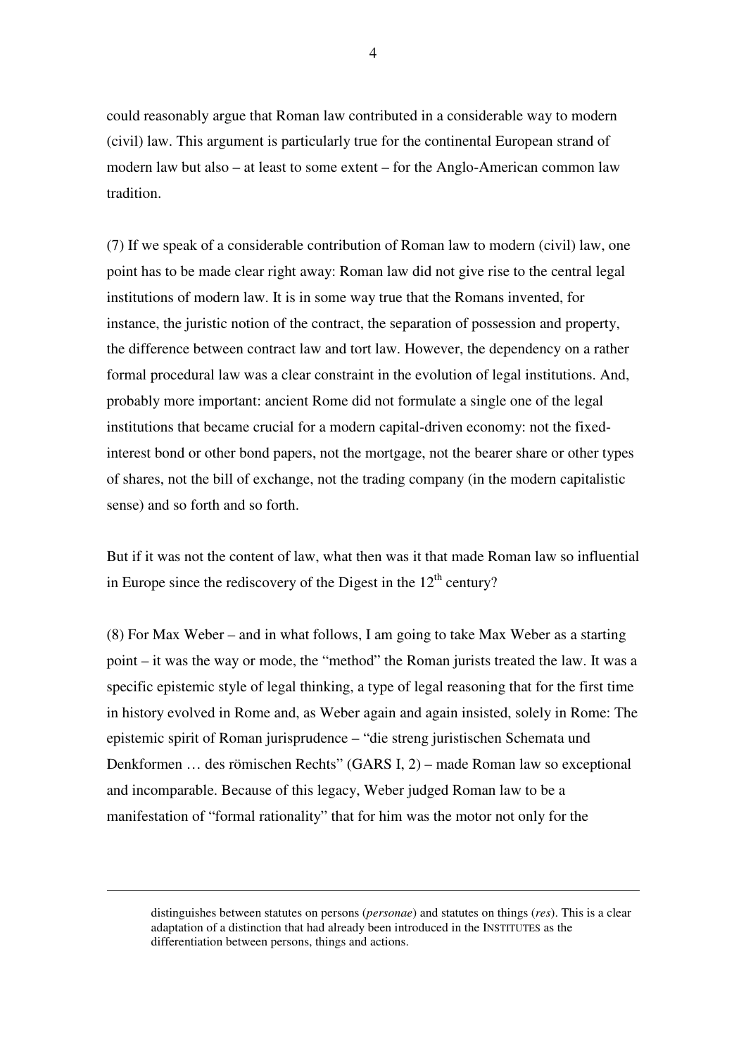could reasonably argue that Roman law contributed in a considerable way to modern (civil) law. This argument is particularly true for the continental European strand of modern law but also – at least to some extent – for the Anglo-American common law tradition.

(7) If we speak of a considerable contribution of Roman law to modern (civil) law, one point has to be made clear right away: Roman law did not give rise to the central legal institutions of modern law. It is in some way true that the Romans invented, for instance, the juristic notion of the contract, the separation of possession and property, the difference between contract law and tort law. However, the dependency on a rather formal procedural law was a clear constraint in the evolution of legal institutions. And, probably more important: ancient Rome did not formulate a single one of the legal institutions that became crucial for a modern capital-driven economy: not the fixed-interest bond or other bond papers, not the mortgage, not the bearer share or other types of shares, not the bill of exchange, not the trading company (in the modern capitalistic sense) and so forth and so forth.

But if it was not the content of law, what then was it that made Roman law so influential in Europe since the rediscovery of the Digest in the 12th century?

(8) For Max Weber – and in what follows, I am going to take Max Weber as a starting point – it was the way or mode, the "method" the Roman jurists treated the law. It was a specific epistemic style of legal thinking, a type of legal reasoning that for the first time in history evolved in Rome and, as Weber again and again insisted, solely in Rome: The epistemic spirit of Roman jurisprudence – "die streng juristischen Schemata und Denkformen … des römischen Rechts" (GARS I, 2) – made Roman law so exceptional and incomparable. Because of this legacy, Weber judged Roman law to be a manifestation of "formal rationality" that for him was the motor not only for the

---

distinguishes between statutes on persons (*personae*) and statutes on things (*res*). This is a clear adaptation of a distinction that had already been introduced in the INSTITUTES as the differentiation between persons, things and actions.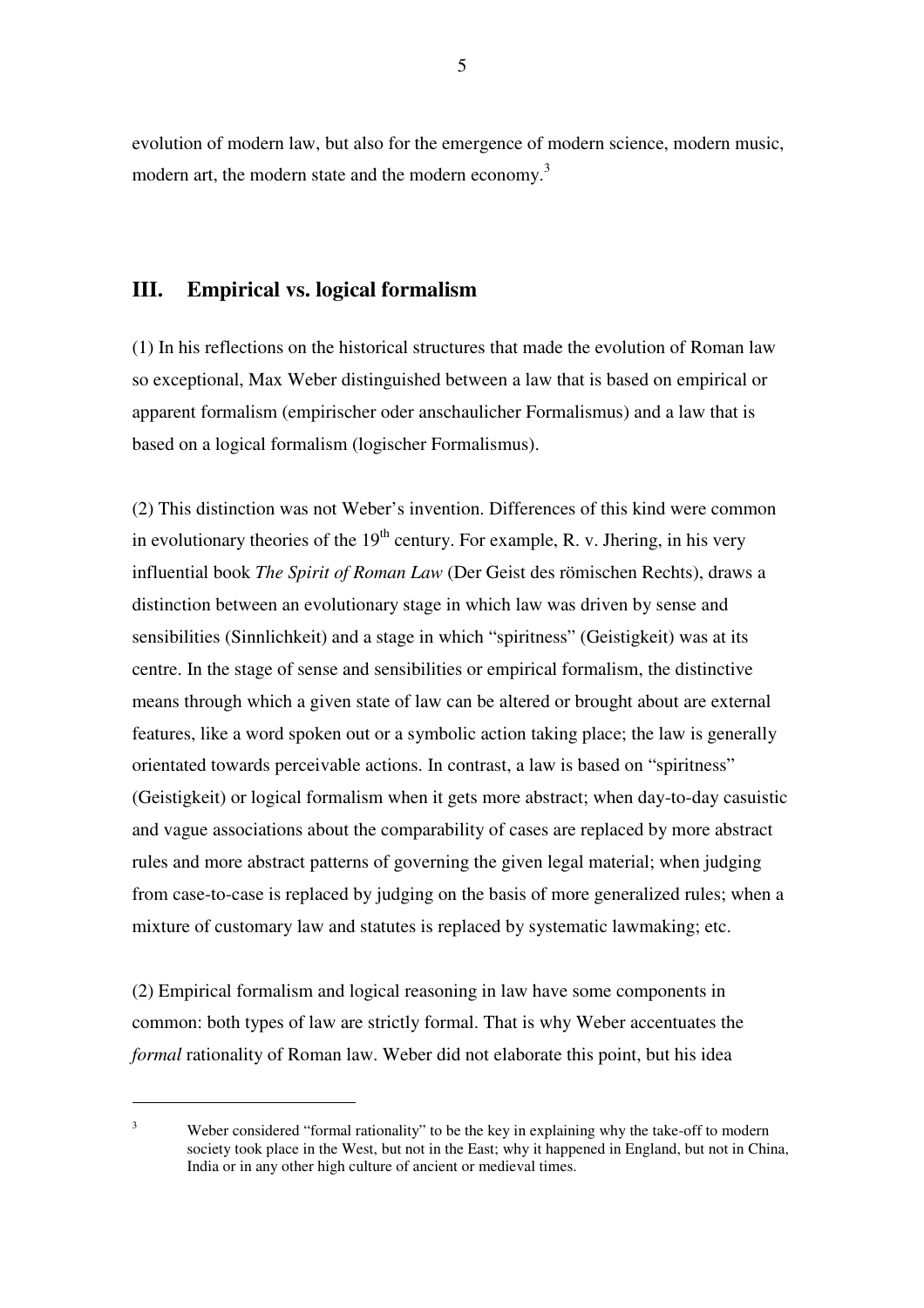evolution of modern law, but also for the emergence of modern science, modern music, modern art, the modern state and the modern economy.[3]

## III. Empirical vs. logical formalism

(1) In his reflections on the historical structures that made the evolution of Roman law so exceptional, Max Weber distinguished between a law that is based on empirical or apparent formalism (empirischer oder anschaulicher Formalismus) and a law that is based on a logical formalism (logischer Formalismus).

(2) This distinction was not Weber's invention. Differences of this kind were common in evolutionary theories of the 19th century. For example, R. v. Jhering, in his very influential book *The Spirit of Roman Law* (Der Geist des römischen Rechts), draws a distinction between an evolutionary stage in which law was driven by sense and sensibilities (Sinnlichkeit) and a stage in which "spiritness" (Geistigkeit) was at its centre. In the stage of sense and sensibilities or empirical formalism, the distinctive means through which a given state of law can be altered or brought about are external features, like a word spoken out or a symbolic action taking place; the law is generally orientated towards perceivable actions. In contrast, a law is based on "spiritness" (Geistigkeit) or logical formalism when it gets more abstract; when day-to-day casuistic and vague associations about the comparability of cases are replaced by more abstract rules and more abstract patterns of governing the given legal material; when judging from case-to-case is replaced by judging on the basis of more generalized rules; when a mixture of customary law and statutes is replaced by systematic lawmaking; etc.

(2) Empirical formalism and logical reasoning in law have some components in common: both types of law are strictly formal. That is why Weber accentuates the *formal* rationality of Roman law. Weber did not elaborate this point, but his idea

[3] Weber considered "formal rationality" to be the key in explaining why the take-off to modern society took place in the West, but not in the East; why it happened in England, but not in China, India or in any other high culture of ancient or medieval times.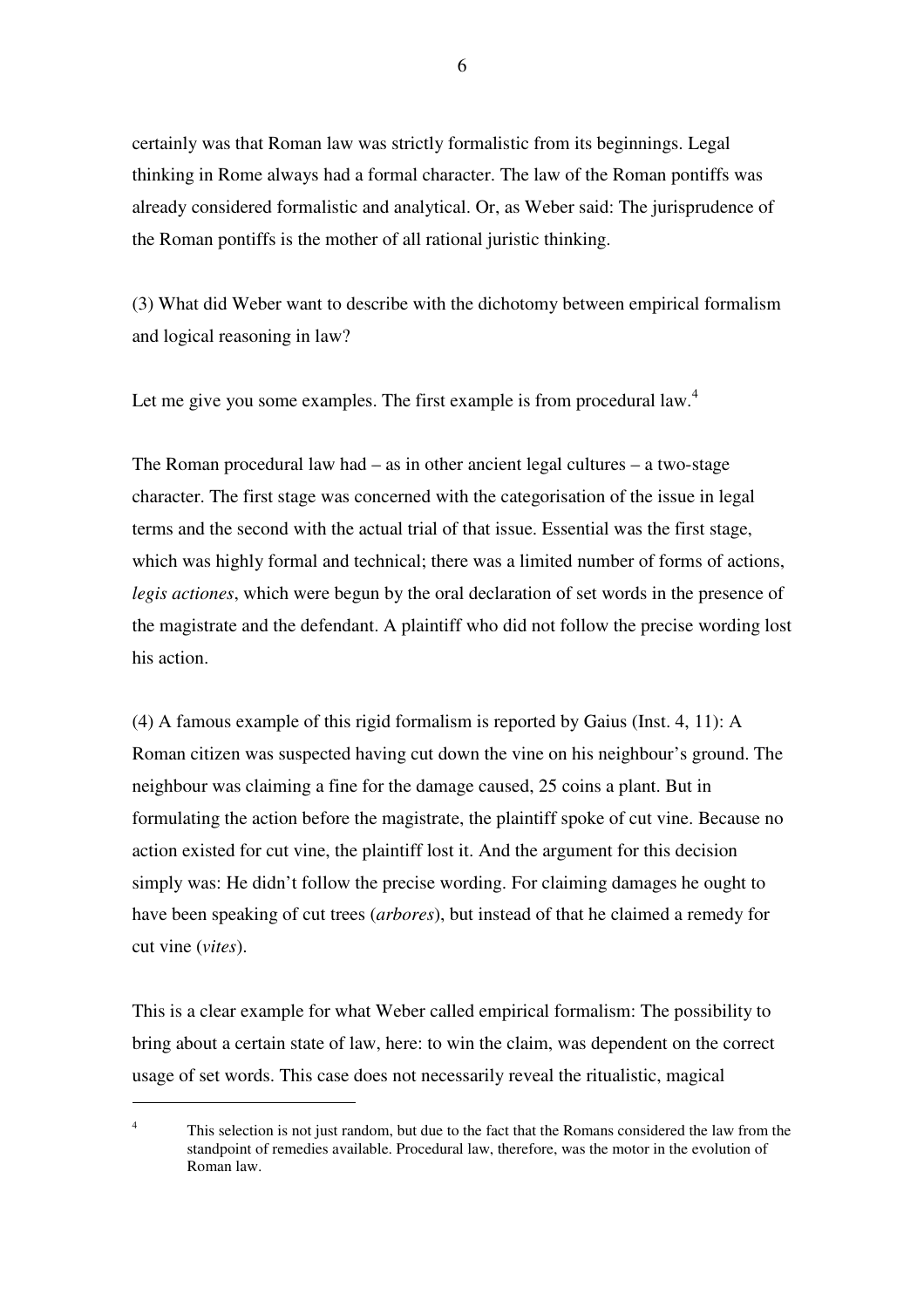certainly was that Roman law was strictly formalistic from its beginnings. Legal thinking in Rome always had a formal character. The law of the Roman pontiffs was already considered formalistic and analytical. Or, as Weber said: The jurisprudence of the Roman pontiffs is the mother of all rational juristic thinking.

(3) What did Weber want to describe with the dichotomy between empirical formalism and logical reasoning in law?

Let me give you some examples. The first example is from procedural law.[4]

The Roman procedural law had – as in other ancient legal cultures – a two-stage character. The first stage was concerned with the categorisation of the issue in legal terms and the second with the actual trial of that issue. Essential was the first stage, which was highly formal and technical; there was a limited number of forms of actions, *legis actiones*, which were begun by the oral declaration of set words in the presence of the magistrate and the defendant. A plaintiff who did not follow the precise wording lost his action.

(4) A famous example of this rigid formalism is reported by Gaius (Inst. 4, 11): A Roman citizen was suspected having cut down the vine on his neighbour's ground. The neighbour was claiming a fine for the damage caused, 25 coins a plant. But in formulating the action before the magistrate, the plaintiff spoke of cut vine. Because no action existed for cut vine, the plaintiff lost it. And the argument for this decision simply was: He didn't follow the precise wording. For claiming damages he ought to have been speaking of cut trees (*arbores*), but instead of that he claimed a remedy for cut vine (*vites*).

This is a clear example for what Weber called empirical formalism: The possibility to bring about a certain state of law, here: to win the claim, was dependent on the correct usage of set words. This case does not necessarily reveal the ritualistic, magical

---

[4] This selection is not just random, but due to the fact that the Romans considered the law from the standpoint of remedies available. Procedural law, therefore, was the motor in the evolution of Roman law.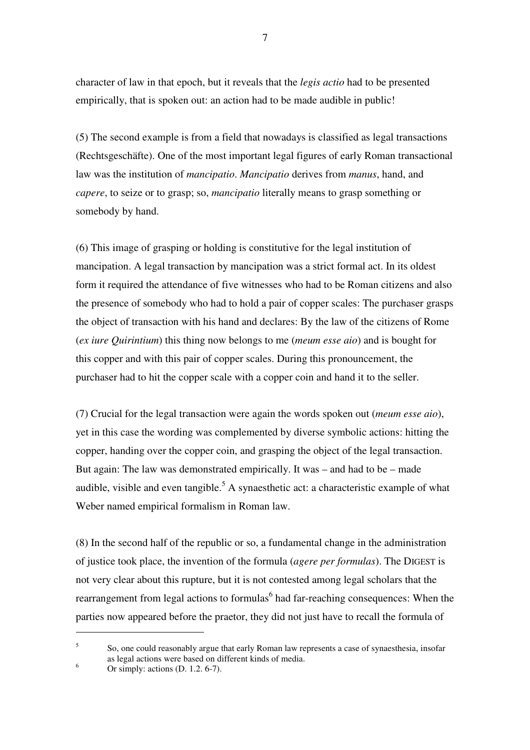character of law in that epoch, but it reveals that the *legis actio* had to be presented empirically, that is spoken out: an action had to be made audible in public!

(5) The second example is from a field that nowadays is classified as legal transactions (Rechtsgeschäfte). One of the most important legal figures of early Roman transactional law was the institution of *mancipatio*. *Mancipatio* derives from *manus*, hand, and *capere*, to seize or to grasp; so, *mancipatio* literally means to grasp something or somebody by hand.

(6) This image of grasping or holding is constitutive for the legal institution of mancipation. A legal transaction by mancipation was a strict formal act. In its oldest form it required the attendance of five witnesses who had to be Roman citizens and also the presence of somebody who had to hold a pair of copper scales: The purchaser grasps the object of transaction with his hand and declares: By the law of the citizens of Rome (*ex iure Quirintium*) this thing now belongs to me (*meum esse aio*) and is bought for this copper and with this pair of copper scales. During this pronouncement, the purchaser had to hit the copper scale with a copper coin and hand it to the seller.

(7) Crucial for the legal transaction were again the words spoken out (*meum esse aio*), yet in this case the wording was complemented by diverse symbolic actions: hitting the copper, handing over the copper coin, and grasping the object of the legal transaction. But again: The law was demonstrated empirically. It was – and had to be – made audible, visible and even tangible.[5] A synaesthetic act: a characteristic example of what Weber named empirical formalism in Roman law.

(8) In the second half of the republic or so, a fundamental change in the administration of justice took place, the invention of the formula (*agere per formulas*). The DIGEST is not very clear about this rupture, but it is not contested among legal scholars that the rearrangement from legal actions to formulas[6] had far-reaching consequences: When the parties now appeared before the praetor, they did not just have to recall the formula of

---

[5] So, one could reasonably argue that early Roman law represents a case of synaesthesia, insofar as legal actions were based on different kinds of media.

[6] Or simply: actions (D. 1.2. 6-7).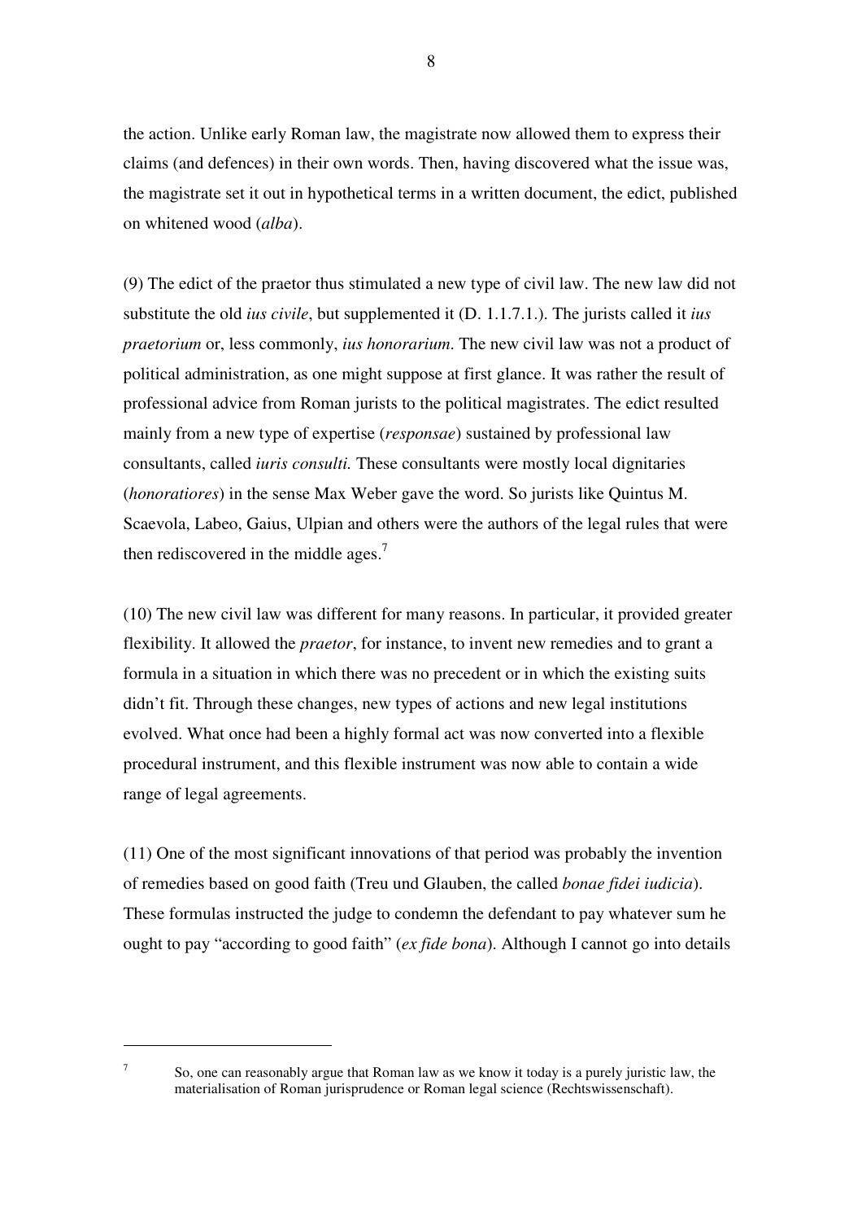the action. Unlike early Roman law, the magistrate now allowed them to express their claims (and defences) in their own words. Then, having discovered what the issue was, the magistrate set it out in hypothetical terms in a written document, the edict, published on whitened wood (*alba*).

(9) The edict of the praetor thus stimulated a new type of civil law. The new law did not substitute the old *ius civile*, but supplemented it (D. 1.1.7.1.). The jurists called it *ius praetorium* or, less commonly, *ius honorarium*. The new civil law was not a product of political administration, as one might suppose at first glance. It was rather the result of professional advice from Roman jurists to the political magistrates. The edict resulted mainly from a new type of expertise (*responsae*) sustained by professional law consultants, called *iuris consulti.* These consultants were mostly local dignitaries (*honoratiores*) in the sense Max Weber gave the word. So jurists like Quintus M. Scaevola, Labeo, Gaius, Ulpian and others were the authors of the legal rules that were then rediscovered in the middle ages.[7]

(10) The new civil law was different for many reasons. In particular, it provided greater flexibility. It allowed the *praetor*, for instance, to invent new remedies and to grant a formula in a situation in which there was no precedent or in which the existing suits didn't fit. Through these changes, new types of actions and new legal institutions evolved. What once had been a highly formal act was now converted into a flexible procedural instrument, and this flexible instrument was now able to contain a wide range of legal agreements.

(11) One of the most significant innovations of that period was probably the invention of remedies based on good faith (Treu und Glauben, the called *bonae fidei iudicia*). These formulas instructed the judge to condemn the defendant to pay whatever sum he ought to pay "according to good faith" (*ex fide bona*). Although I cannot go into details

---

[7] So, one can reasonably argue that Roman law as we know it today is a purely juristic law, the materialisation of Roman jurisprudence or Roman legal science (Rechtswissenschaft).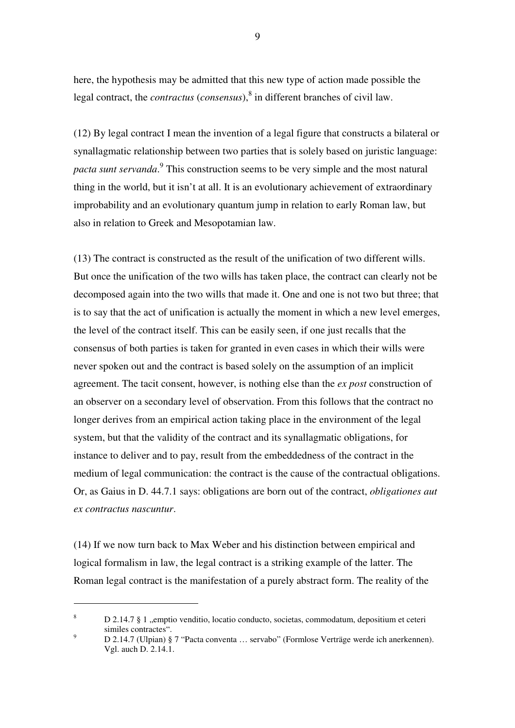here, the hypothesis may be admitted that this new type of action made possible the legal contract, the *contractus* (*consensus*),[8] in different branches of civil law.

(12) By legal contract I mean the invention of a legal figure that constructs a bilateral or synallagmatic relationship between two parties that is solely based on juristic language: *pacta sunt servanda*.[9] This construction seems to be very simple and the most natural thing in the world, but it isn't at all. It is an evolutionary achievement of extraordinary improbability and an evolutionary quantum jump in relation to early Roman law, but also in relation to Greek and Mesopotamian law.

(13) The contract is constructed as the result of the unification of two different wills. But once the unification of the two wills has taken place, the contract can clearly not be decomposed again into the two wills that made it. One and one is not two but three; that is to say that the act of unification is actually the moment in which a new level emerges, the level of the contract itself. This can be easily seen, if one just recalls that the consensus of both parties is taken for granted in even cases in which their wills were never spoken out and the contract is based solely on the assumption of an implicit agreement. The tacit consent, however, is nothing else than the *ex post* construction of an observer on a secondary level of observation. From this follows that the contract no longer derives from an empirical action taking place in the environment of the legal system, but that the validity of the contract and its synallagmatic obligations, for instance to deliver and to pay, result from the embeddedness of the contract in the medium of legal communication: the contract is the cause of the contractual obligations. Or, as Gaius in D. 44.7.1 says: obligations are born out of the contract, *obligationes aut ex contractus nascuntur*.

(14) If we now turn back to Max Weber and his distinction between empirical and logical formalism in law, the legal contract is a striking example of the latter. The Roman legal contract is the manifestation of a purely abstract form. The reality of the

---

[8] D 2.14.7 § 1 „emptio venditio, locatio conducto, societas, commodatum, depositium et ceteri similes contractes".

[9] D 2.14.7 (Ulpian) § 7 "Pacta conventa … servabo" (Formlose Verträge werde ich anerkennen). Vgl. auch D. 2.14.1.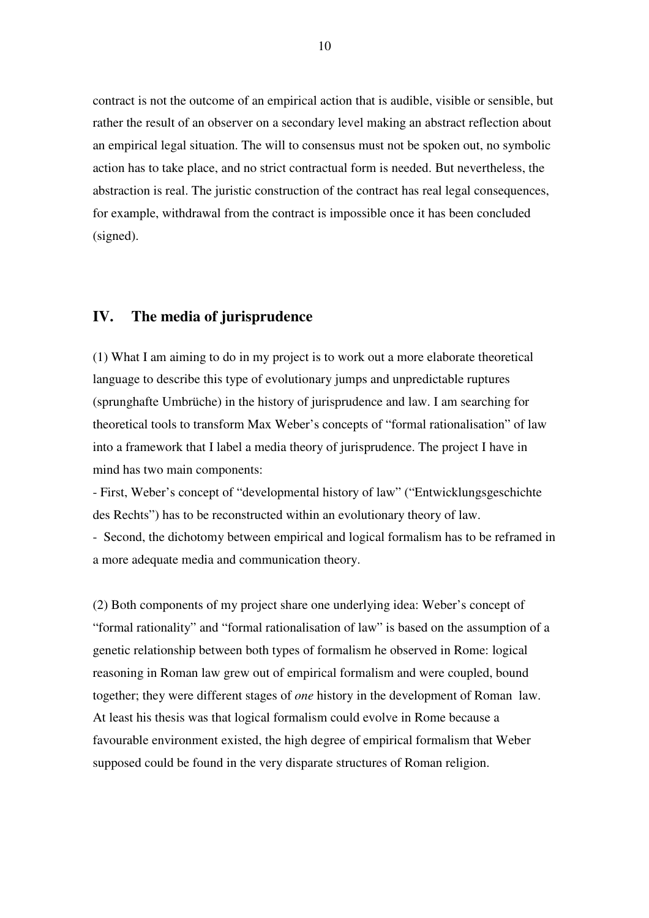contract is not the outcome of an empirical action that is audible, visible or sensible, but rather the result of an observer on a secondary level making an abstract reflection about an empirical legal situation. The will to consensus must not be spoken out, no symbolic action has to take place, and no strict contractual form is needed. But nevertheless, the abstraction is real. The juristic construction of the contract has real legal consequences, for example, withdrawal from the contract is impossible once it has been concluded (signed).

## IV. The media of jurisprudence

(1) What I am aiming to do in my project is to work out a more elaborate theoretical language to describe this type of evolutionary jumps and unpredictable ruptures (sprunghafte Umbrüche) in the history of jurisprudence and law. I am searching for theoretical tools to transform Max Weber's concepts of "formal rationalisation" of law into a framework that I label a media theory of jurisprudence. The project I have in mind has two main components:

- First, Weber's concept of "developmental history of law" ("Entwicklungsgeschichte des Rechts") has to be reconstructed within an evolutionary theory of law.
- Second, the dichotomy between empirical and logical formalism has to be reframed in a more adequate media and communication theory.

(2) Both components of my project share one underlying idea: Weber's concept of "formal rationality" and "formal rationalisation of law" is based on the assumption of a genetic relationship between both types of formalism he observed in Rome: logical reasoning in Roman law grew out of empirical formalism and were coupled, bound together; they were different stages of *one* history in the development of Roman law. At least his thesis was that logical formalism could evolve in Rome because a favourable environment existed, the high degree of empirical formalism that Weber supposed could be found in the very disparate structures of Roman religion.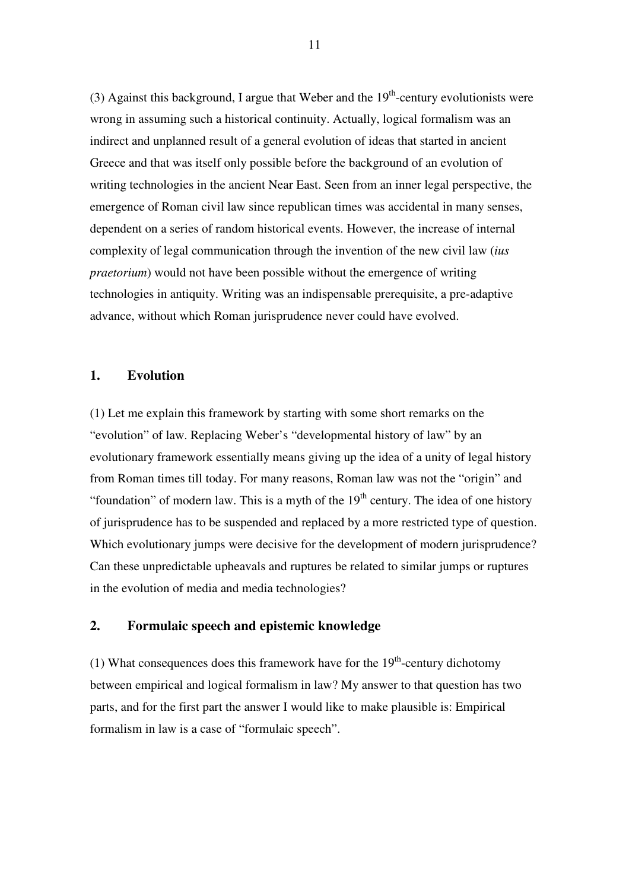(3) Against this background, I argue that Weber and the 19th-century evolutionists were wrong in assuming such a historical continuity. Actually, logical formalism was an indirect and unplanned result of a general evolution of ideas that started in ancient Greece and that was itself only possible before the background of an evolution of writing technologies in the ancient Near East. Seen from an inner legal perspective, the emergence of Roman civil law since republican times was accidental in many senses, dependent on a series of random historical events. However, the increase of internal complexity of legal communication through the invention of the new civil law (*ius praetorium*) would not have been possible without the emergence of writing technologies in antiquity. Writing was an indispensable prerequisite, a pre-adaptive advance, without which Roman jurisprudence never could have evolved.

## 1. Evolution

(1) Let me explain this framework by starting with some short remarks on the "evolution" of law. Replacing Weber's "developmental history of law" by an evolutionary framework essentially means giving up the idea of a unity of legal history from Roman times till today. For many reasons, Roman law was not the "origin" and "foundation" of modern law. This is a myth of the 19th century. The idea of one history of jurisprudence has to be suspended and replaced by a more restricted type of question. Which evolutionary jumps were decisive for the development of modern jurisprudence? Can these unpredictable upheavals and ruptures be related to similar jumps or ruptures in the evolution of media and media technologies?

## 2. Formulaic speech and epistemic knowledge

(1) What consequences does this framework have for the 19th-century dichotomy between empirical and logical formalism in law? My answer to that question has two parts, and for the first part the answer I would like to make plausible is: Empirical formalism in law is a case of "formulaic speech".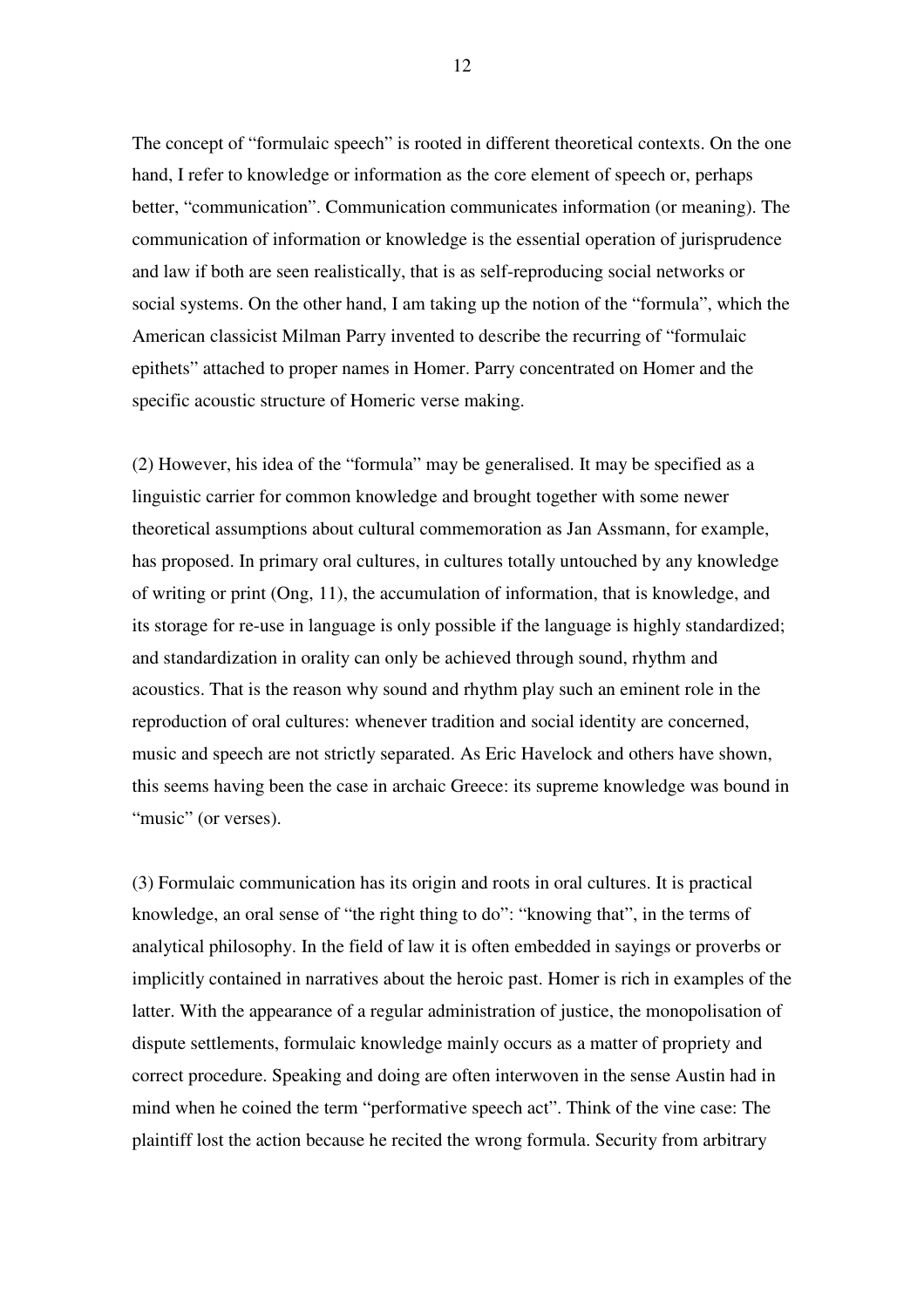The concept of "formulaic speech" is rooted in different theoretical contexts. On the one hand, I refer to knowledge or information as the core element of speech or, perhaps better, "communication". Communication communicates information (or meaning). The communication of information or knowledge is the essential operation of jurisprudence and law if both are seen realistically, that is as self-reproducing social networks or social systems. On the other hand, I am taking up the notion of the "formula", which the American classicist Milman Parry invented to describe the recurring of "formulaic epithets" attached to proper names in Homer. Parry concentrated on Homer and the specific acoustic structure of Homeric verse making.

(2) However, his idea of the "formula" may be generalised. It may be specified as a linguistic carrier for common knowledge and brought together with some newer theoretical assumptions about cultural commemoration as Jan Assmann, for example, has proposed. In primary oral cultures, in cultures totally untouched by any knowledge of writing or print (Ong, 11), the accumulation of information, that is knowledge, and its storage for re-use in language is only possible if the language is highly standardized; and standardization in orality can only be achieved through sound, rhythm and acoustics. That is the reason why sound and rhythm play such an eminent role in the reproduction of oral cultures: whenever tradition and social identity are concerned, music and speech are not strictly separated. As Eric Havelock and others have shown, this seems having been the case in archaic Greece: its supreme knowledge was bound in "music" (or verses).

(3) Formulaic communication has its origin and roots in oral cultures. It is practical knowledge, an oral sense of "the right thing to do": "knowing that", in the terms of analytical philosophy. In the field of law it is often embedded in sayings or proverbs or implicitly contained in narratives about the heroic past. Homer is rich in examples of the latter. With the appearance of a regular administration of justice, the monopolisation of dispute settlements, formulaic knowledge mainly occurs as a matter of propriety and correct procedure. Speaking and doing are often interwoven in the sense Austin had in mind when he coined the term "performative speech act". Think of the vine case: The plaintiff lost the action because he recited the wrong formula. Security from arbitrary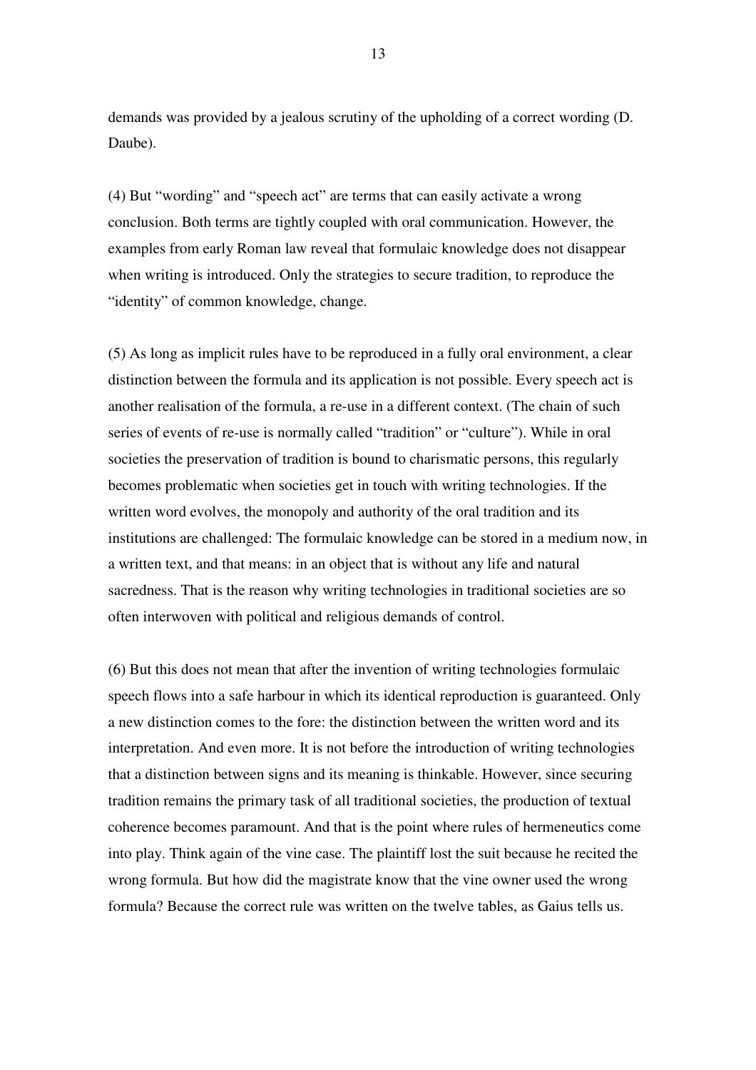demands was provided by a jealous scrutiny of the upholding of a correct wording (D. Daube).

(4) But "wording" and "speech act" are terms that can easily activate a wrong conclusion. Both terms are tightly coupled with oral communication. However, the examples from early Roman law reveal that formulaic knowledge does not disappear when writing is introduced. Only the strategies to secure tradition, to reproduce the "identity" of common knowledge, change.

(5) As long as implicit rules have to be reproduced in a fully oral environment, a clear distinction between the formula and its application is not possible. Every speech act is another realisation of the formula, a re-use in a different context. (The chain of such series of events of re-use is normally called "tradition" or "culture"). While in oral societies the preservation of tradition is bound to charismatic persons, this regularly becomes problematic when societies get in touch with writing technologies. If the written word evolves, the monopoly and authority of the oral tradition and its institutions are challenged: The formulaic knowledge can be stored in a medium now, in a written text, and that means: in an object that is without any life and natural sacredness. That is the reason why writing technologies in traditional societies are so often interwoven with political and religious demands of control.

(6) But this does not mean that after the invention of writing technologies formulaic speech flows into a safe harbour in which its identical reproduction is guaranteed. Only a new distinction comes to the fore: the distinction between the written word and its interpretation. And even more. It is not before the introduction of writing technologies that a distinction between signs and its meaning is thinkable. However, since securing tradition remains the primary task of all traditional societies, the production of textual coherence becomes paramount. And that is the point where rules of hermeneutics come into play. Think again of the vine case. The plaintiff lost the suit because he recited the wrong formula. But how did the magistrate know that the vine owner used the wrong formula? Because the correct rule was written on the twelve tables, as Gaius tells us.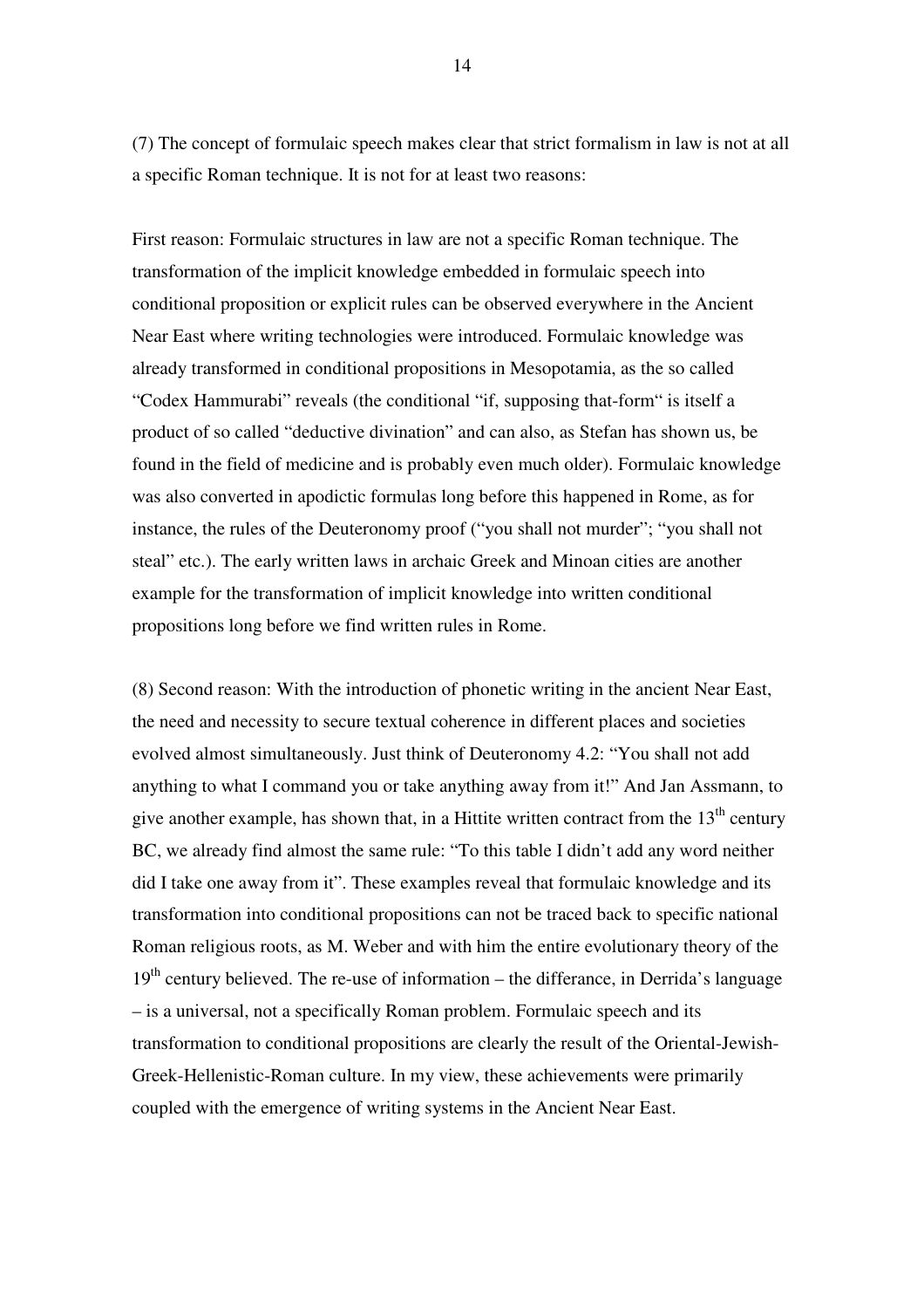(7) The concept of formulaic speech makes clear that strict formalism in law is not at all a specific Roman technique. It is not for at least two reasons:

First reason: Formulaic structures in law are not a specific Roman technique. The transformation of the implicit knowledge embedded in formulaic speech into conditional proposition or explicit rules can be observed everywhere in the Ancient Near East where writing technologies were introduced. Formulaic knowledge was already transformed in conditional propositions in Mesopotamia, as the so called "Codex Hammurabi" reveals (the conditional "if, supposing that-form" is itself a product of so called "deductive divination" and can also, as Stefan has shown us, be found in the field of medicine and is probably even much older). Formulaic knowledge was also converted in apodictic formulas long before this happened in Rome, as for instance, the rules of the Deuteronomy proof ("you shall not murder"; "you shall not steal" etc.). The early written laws in archaic Greek and Minoan cities are another example for the transformation of implicit knowledge into written conditional propositions long before we find written rules in Rome.

(8) Second reason: With the introduction of phonetic writing in the ancient Near East, the need and necessity to secure textual coherence in different places and societies evolved almost simultaneously. Just think of Deuteronomy 4.2: "You shall not add anything to what I command you or take anything away from it!" And Jan Assmann, to give another example, has shown that, in a Hittite written contract from the 13th century BC, we already find almost the same rule: "To this table I didn't add any word neither did I take one away from it". These examples reveal that formulaic knowledge and its transformation into conditional propositions can not be traced back to specific national Roman religious roots, as M. Weber and with him the entire evolutionary theory of the 19th century believed. The re-use of information – the differance, in Derrida's language – is a universal, not a specifically Roman problem. Formulaic speech and its transformation to conditional propositions are clearly the result of the Oriental-Jewish-Greek-Hellenistic-Roman culture. In my view, these achievements were primarily coupled with the emergence of writing systems in the Ancient Near East.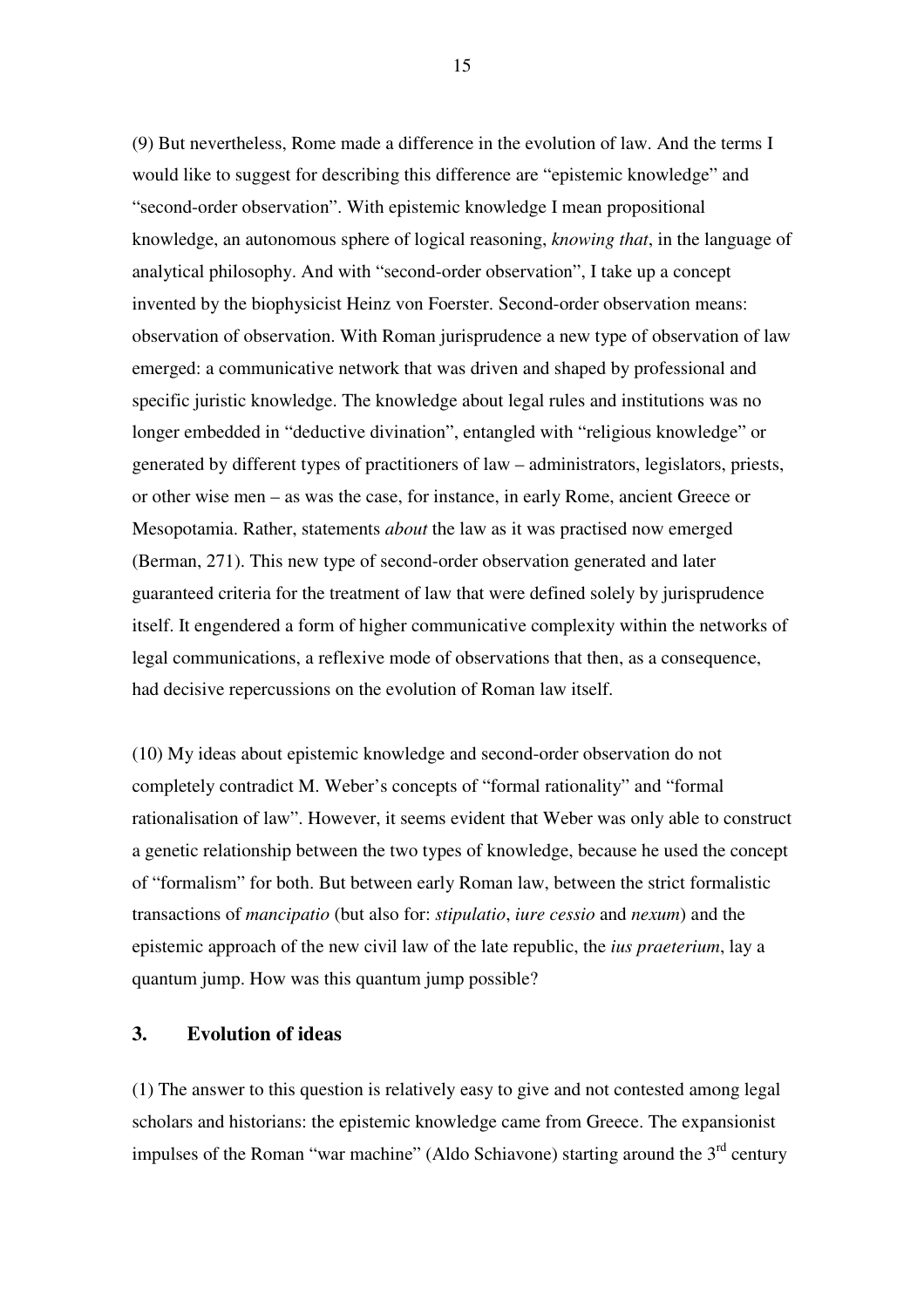(9) But nevertheless, Rome made a difference in the evolution of law. And the terms I would like to suggest for describing this difference are "epistemic knowledge" and "second-order observation". With epistemic knowledge I mean propositional knowledge, an autonomous sphere of logical reasoning, *knowing that*, in the language of analytical philosophy. And with "second-order observation", I take up a concept invented by the biophysicist Heinz von Foerster. Second-order observation means: observation of observation. With Roman jurisprudence a new type of observation of law emerged: a communicative network that was driven and shaped by professional and specific juristic knowledge. The knowledge about legal rules and institutions was no longer embedded in "deductive divination", entangled with "religious knowledge" or generated by different types of practitioners of law – administrators, legislators, priests, or other wise men – as was the case, for instance, in early Rome, ancient Greece or Mesopotamia. Rather, statements *about* the law as it was practised now emerged (Berman, 271). This new type of second-order observation generated and later guaranteed criteria for the treatment of law that were defined solely by jurisprudence itself. It engendered a form of higher communicative complexity within the networks of legal communications, a reflexive mode of observations that then, as a consequence, had decisive repercussions on the evolution of Roman law itself.

(10) My ideas about epistemic knowledge and second-order observation do not completely contradict M. Weber's concepts of "formal rationality" and "formal rationalisation of law". However, it seems evident that Weber was only able to construct a genetic relationship between the two types of knowledge, because he used the concept of "formalism" for both. But between early Roman law, between the strict formalistic transactions of *mancipatio* (but also for: *stipulatio*, *iure cessio* and *nexum*) and the epistemic approach of the new civil law of the late republic, the *ius praeterium*, lay a quantum jump. How was this quantum jump possible?

## 3. Evolution of ideas

(1) The answer to this question is relatively easy to give and not contested among legal scholars and historians: the epistemic knowledge came from Greece. The expansionist impulses of the Roman "war machine" (Aldo Schiavone) starting around the 3rd century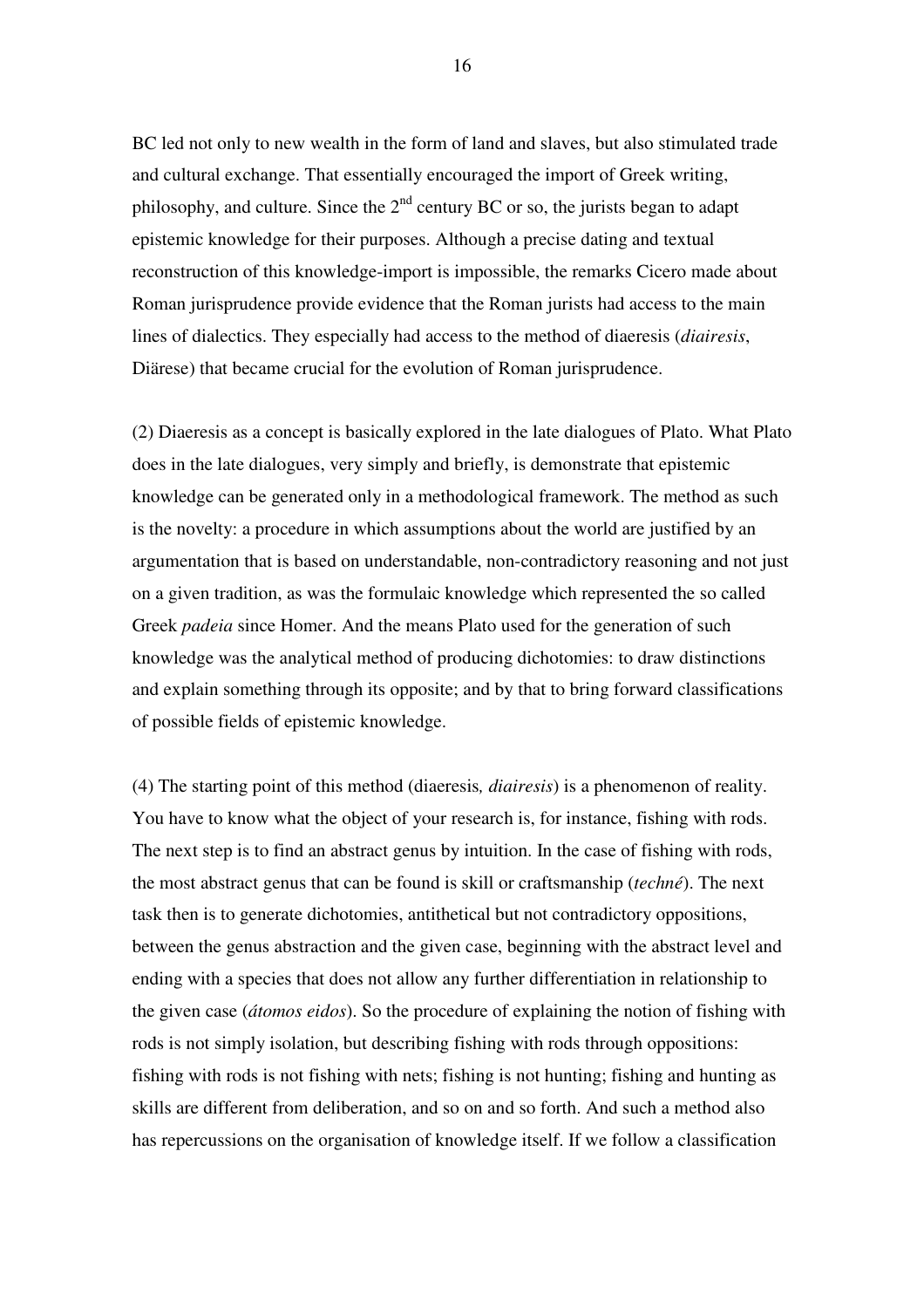BC led not only to new wealth in the form of land and slaves, but also stimulated trade and cultural exchange. That essentially encouraged the import of Greek writing, philosophy, and culture. Since the 2nd century BC or so, the jurists began to adapt epistemic knowledge for their purposes. Although a precise dating and textual reconstruction of this knowledge-import is impossible, the remarks Cicero made about Roman jurisprudence provide evidence that the Roman jurists had access to the main lines of dialectics. They especially had access to the method of diaeresis (*diairesis*, Diärese) that became crucial for the evolution of Roman jurisprudence.

(2) Diaeresis as a concept is basically explored in the late dialogues of Plato. What Plato does in the late dialogues, very simply and briefly, is demonstrate that epistemic knowledge can be generated only in a methodological framework. The method as such is the novelty: a procedure in which assumptions about the world are justified by an argumentation that is based on understandable, non-contradictory reasoning and not just on a given tradition, as was the formulaic knowledge which represented the so called Greek *padeia* since Homer. And the means Plato used for the generation of such knowledge was the analytical method of producing dichotomies: to draw distinctions and explain something through its opposite; and by that to bring forward classifications of possible fields of epistemic knowledge.

(4) The starting point of this method (diaeresis*, diairesis*) is a phenomenon of reality. You have to know what the object of your research is, for instance, fishing with rods. The next step is to find an abstract genus by intuition. In the case of fishing with rods, the most abstract genus that can be found is skill or craftsmanship (*techné*). The next task then is to generate dichotomies, antithetical but not contradictory oppositions, between the genus abstraction and the given case, beginning with the abstract level and ending with a species that does not allow any further differentiation in relationship to the given case (*átomos eidos*). So the procedure of explaining the notion of fishing with rods is not simply isolation, but describing fishing with rods through oppositions: fishing with rods is not fishing with nets; fishing is not hunting; fishing and hunting as skills are different from deliberation, and so on and so forth. And such a method also has repercussions on the organisation of knowledge itself. If we follow a classification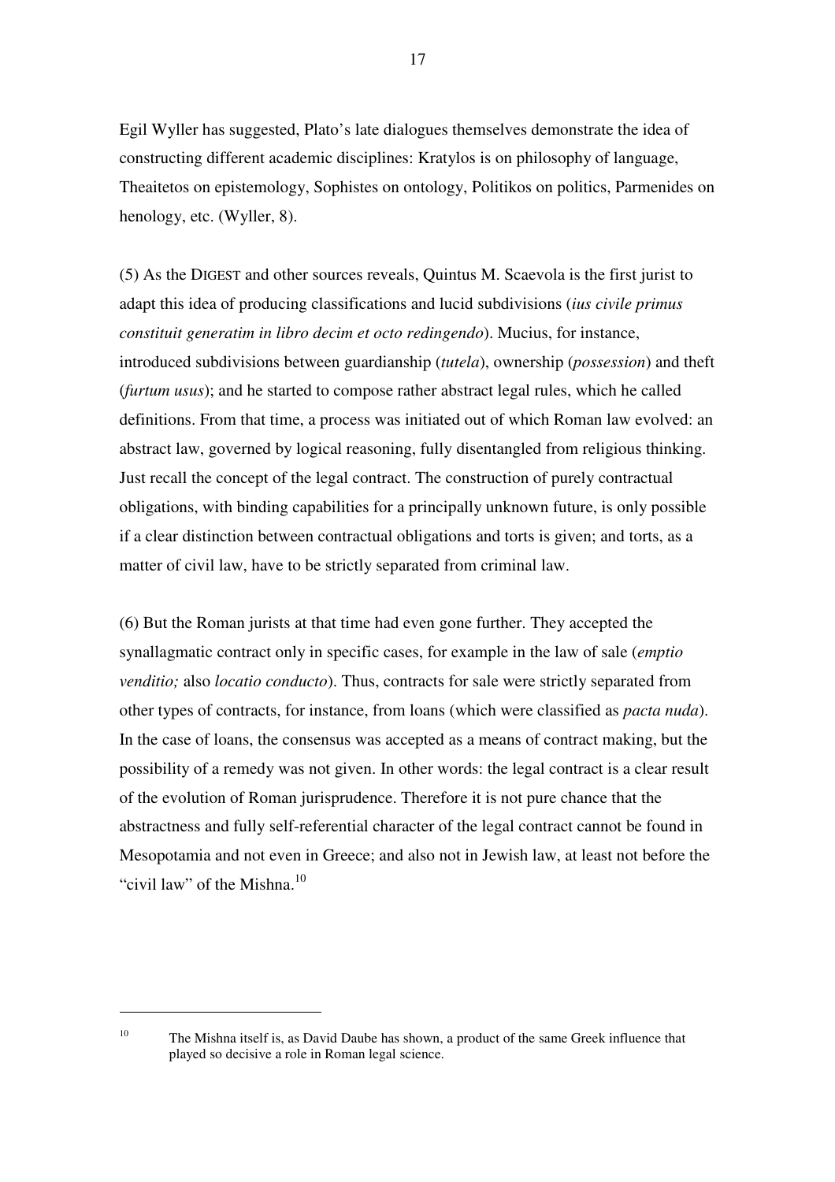Egil Wyller has suggested, Plato's late dialogues themselves demonstrate the idea of constructing different academic disciplines: Kratylos is on philosophy of language, Theaitetos on epistemology, Sophistes on ontology, Politikos on politics, Parmenides on henology, etc. (Wyller, 8).

(5) As the DIGEST and other sources reveals, Quintus M. Scaevola is the first jurist to adapt this idea of producing classifications and lucid subdivisions (*ius civile primus constituit generatim in libro decim et octo redingendo*). Mucius, for instance, introduced subdivisions between guardianship (*tutela*), ownership (*possession*) and theft (*furtum usus*); and he started to compose rather abstract legal rules, which he called definitions. From that time, a process was initiated out of which Roman law evolved: an abstract law, governed by logical reasoning, fully disentangled from religious thinking. Just recall the concept of the legal contract. The construction of purely contractual obligations, with binding capabilities for a principally unknown future, is only possible if a clear distinction between contractual obligations and torts is given; and torts, as a matter of civil law, have to be strictly separated from criminal law.

(6) But the Roman jurists at that time had even gone further. They accepted the synallagmatic contract only in specific cases, for example in the law of sale (*emptio venditio;* also *locatio conducto*). Thus, contracts for sale were strictly separated from other types of contracts, for instance, from loans (which were classified as *pacta nuda*). In the case of loans, the consensus was accepted as a means of contract making, but the possibility of a remedy was not given. In other words: the legal contract is a clear result of the evolution of Roman jurisprudence. Therefore it is not pure chance that the abstractness and fully self-referential character of the legal contract cannot be found in Mesopotamia and not even in Greece; and also not in Jewish law, at least not before the "civil law" of the Mishna.[10]

---

[10] The Mishna itself is, as David Daube has shown, a product of the same Greek influence that played so decisive a role in Roman legal science.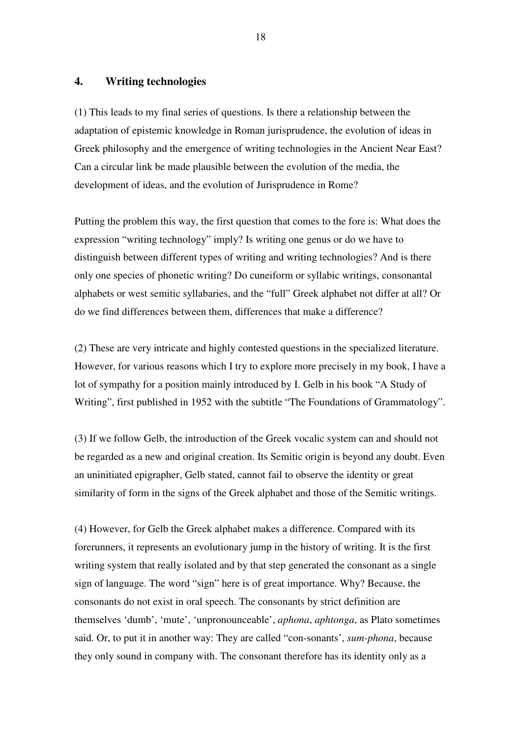## 4. Writing technologies

(1) This leads to my final series of questions. Is there a relationship between the adaptation of epistemic knowledge in Roman jurisprudence, the evolution of ideas in Greek philosophy and the emergence of writing technologies in the Ancient Near East? Can a circular link be made plausible between the evolution of the media, the development of ideas, and the evolution of Jurisprudence in Rome?

Putting the problem this way, the first question that comes to the fore is: What does the expression "writing technology" imply? Is writing one genus or do we have to distinguish between different types of writing and writing technologies? And is there only one species of phonetic writing? Do cuneiform or syllabic writings, consonantal alphabets or west semitic syllabaries, and the "full" Greek alphabet not differ at all? Or do we find differences between them, differences that make a difference?

(2) These are very intricate and highly contested questions in the specialized literature. However, for various reasons which I try to explore more precisely in my book, I have a lot of sympathy for a position mainly introduced by I. Gelb in his book "A Study of Writing", first published in 1952 with the subtitle "The Foundations of Grammatology".

(3) If we follow Gelb, the introduction of the Greek vocalic system can and should not be regarded as a new and original creation. Its Semitic origin is beyond any doubt. Even an uninitiated epigrapher, Gelb stated, cannot fail to observe the identity or great similarity of form in the signs of the Greek alphabet and those of the Semitic writings.

(4) However, for Gelb the Greek alphabet makes a difference. Compared with its forerunners, it represents an evolutionary jump in the history of writing. It is the first writing system that really isolated and by that step generated the consonant as a single sign of language. The word "sign" here is of great importance. Why? Because, the consonants do not exist in oral speech. The consonants by strict definition are themselves 'dumb', 'mute', 'unpronounceable', *aphona*, *aphtonga*, as Plato sometimes said. Or, to put it in another way: They are called "con-sonants", *sum-phona*, because they only sound in company with. The consonant therefore has its identity only as a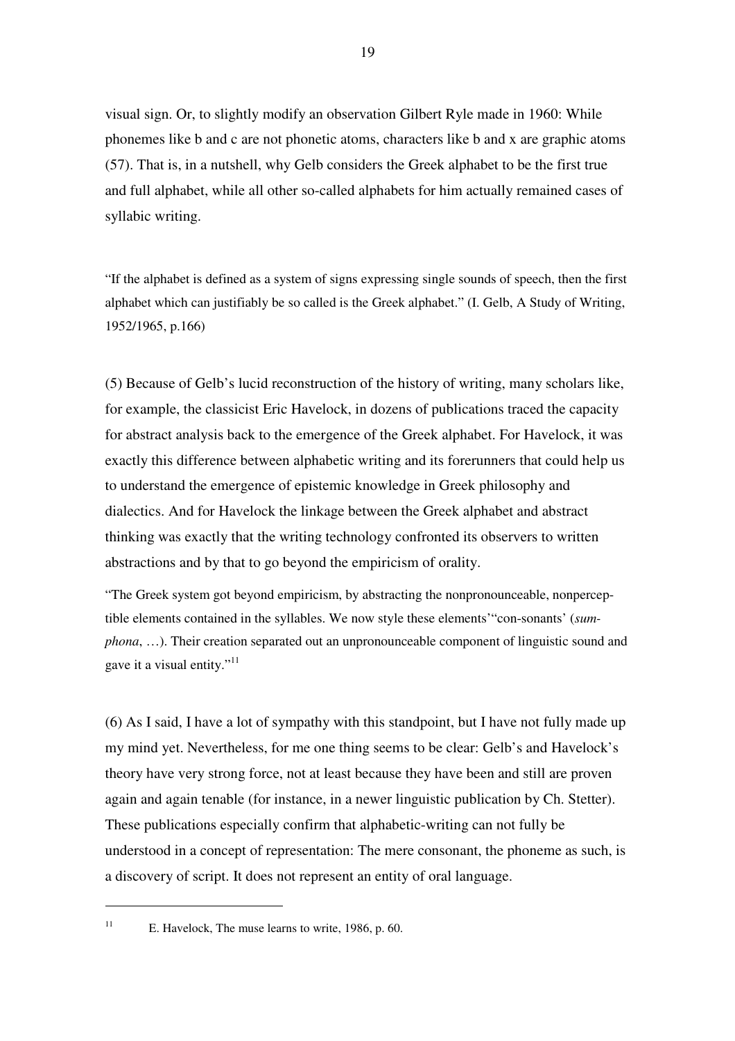visual sign. Or, to slightly modify an observation Gilbert Ryle made in 1960: While phonemes like b and c are not phonetic atoms, characters like b and x are graphic atoms (57). That is, in a nutshell, why Gelb considers the Greek alphabet to be the first true and full alphabet, while all other so-called alphabets for him actually remained cases of syllabic writing.

"If the alphabet is defined as a system of signs expressing single sounds of speech, then the first alphabet which can justifiably be so called is the Greek alphabet." (I. Gelb, A Study of Writing, 1952/1965, p.166)

(5) Because of Gelb's lucid reconstruction of the history of writing, many scholars like, for example, the classicist Eric Havelock, in dozens of publications traced the capacity for abstract analysis back to the emergence of the Greek alphabet. For Havelock, it was exactly this difference between alphabetic writing and its forerunners that could help us to understand the emergence of epistemic knowledge in Greek philosophy and dialectics. And for Havelock the linkage between the Greek alphabet and abstract thinking was exactly that the writing technology confronted its observers to written abstractions and by that to go beyond the empiricism of orality.

"The Greek system got beyond empiricism, by abstracting the nonpronounceable, nonperceptible elements contained in the syllables. We now style these elements'"con-sonants' (*sumphona*, …). Their creation separated out an unpronounceable component of linguistic sound and gave it a visual entity."[11]

(6) As I said, I have a lot of sympathy with this standpoint, but I have not fully made up my mind yet. Nevertheless, for me one thing seems to be clear: Gelb's and Havelock's theory have very strong force, not at least because they have been and still are proven again and again tenable (for instance, in a newer linguistic publication by Ch. Stetter). These publications especially confirm that alphabetic-writing can not fully be understood in a concept of representation: The mere consonant, the phoneme as such, is a discovery of script. It does not represent an entity of oral language.

[11] E. Havelock, The muse learns to write, 1986, p. 60.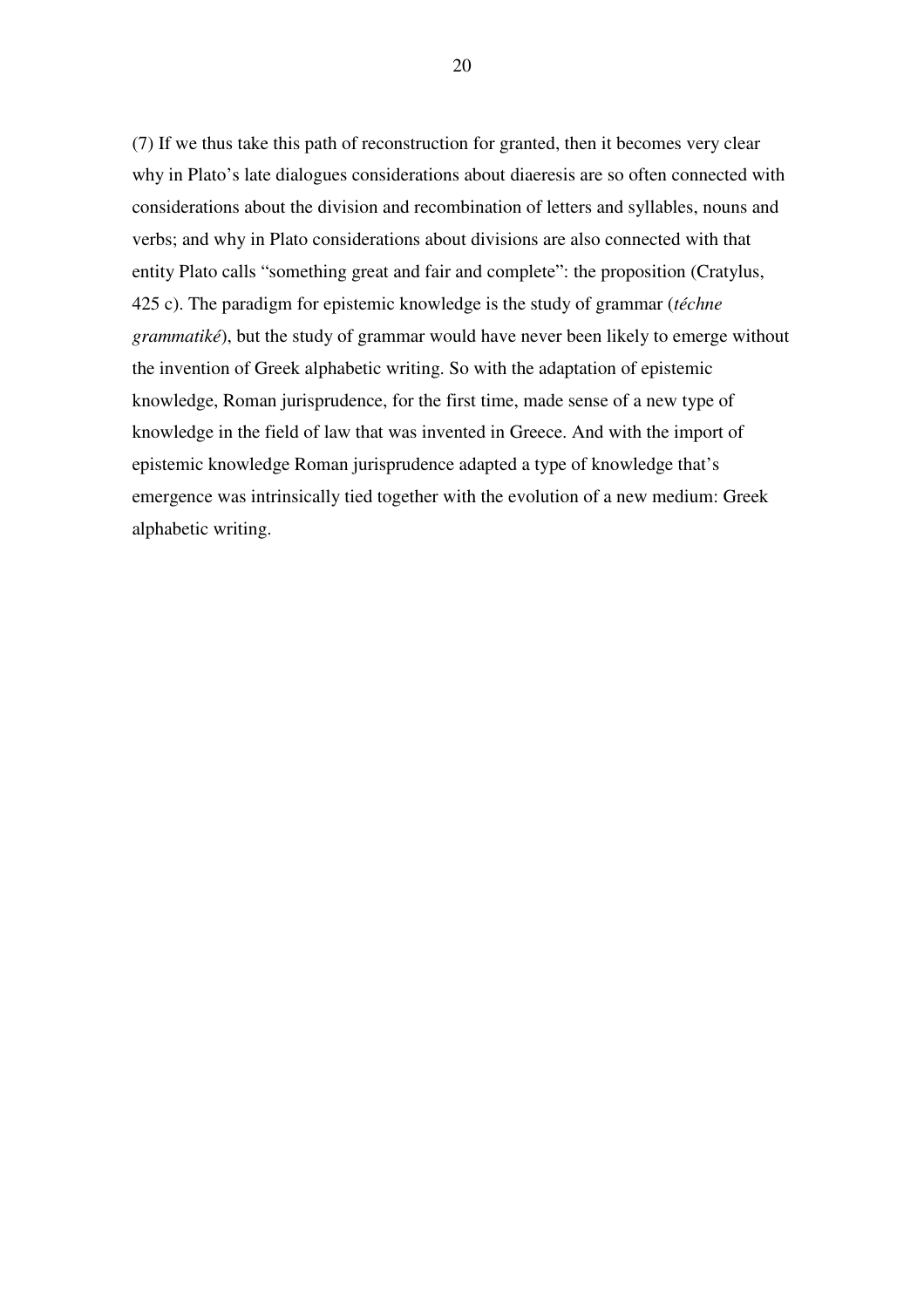(7) If we thus take this path of reconstruction for granted, then it becomes very clear why in Plato's late dialogues considerations about diaeresis are so often connected with considerations about the division and recombination of letters and syllables, nouns and verbs; and why in Plato considerations about divisions are also connected with that entity Plato calls "something great and fair and complete": the proposition (Cratylus, 425 c). The paradigm for epistemic knowledge is the study of grammar (*téchne grammatiké*), but the study of grammar would have never been likely to emerge without the invention of Greek alphabetic writing. So with the adaptation of epistemic knowledge, Roman jurisprudence, for the first time, made sense of a new type of knowledge in the field of law that was invented in Greece. And with the import of epistemic knowledge Roman jurisprudence adapted a type of knowledge that's emergence was intrinsically tied together with the evolution of a new medium: Greek alphabetic writing.